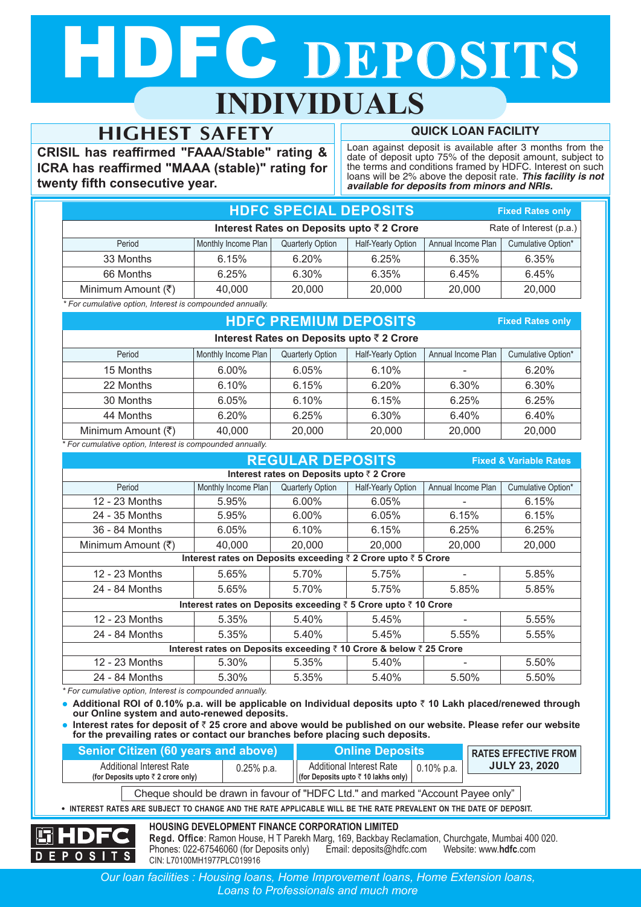# HDFC DEPOSITS

## INDIVIDUALS

### HIGHEST SAFETY

**CRISIL has reaffirmed "FAAA/Stable" rating & ICRA has reaffirmed "MAAA (stable)" rating for twenty fifth consecutive year.**

### QUICK LOAN FACILITY

Loan against deposit is available after 3 months from the date of deposit upto 75% of the deposit amount, subject to the terms and conditions framed by HDFC. Interest on such loans will be 2% above the deposit rate. ***This facility is not available for deposits from minors and NRIs.***

### HDFC SPECIAL DEPOSITS

**Fixed Rates only**

**Interest Rates on Deposits upto ₹ 2 Crore** — Rate of Interest (p.a.)

| Period | Monthly Income Plan | Quarterly Option | Half-Yearly Option | Annual Income Plan | Cumulative Option* |
|---|---|---|---|---|---|
| 33 Months | 6.15% | 6.20% | 6.25% | 6.35% | 6.35% |
| 66 Months | 6.25% | 6.30% | 6.35% | 6.45% | 6.45% |
| Minimum Amount (₹) | 40,000 | 20,000 | 20,000 | 20,000 | 20,000 |

*\* For cumulative option, Interest is compounded annually.*

### HDFC PREMIUM DEPOSITS

**Fixed Rates only**

**Interest Rates on Deposits upto ₹ 2 Crore**

| Period | Monthly Income Plan | Quarterly Option | Half-Yearly Option | Annual Income Plan | Cumulative Option* |
|---|---|---|---|---|---|
| 15 Months | 6.00% | 6.05% | 6.10% | - | 6.20% |
| 22 Months | 6.10% | 6.15% | 6.20% | 6.30% | 6.30% |
| 30 Months | 6.05% | 6.10% | 6.15% | 6.25% | 6.25% |
| 44 Months | 6.20% | 6.25% | 6.30% | 6.40% | 6.40% |
| Minimum Amount (₹) | 40,000 | 20,000 | 20,000 | 20,000 | 20,000 |

*\* For cumulative option, Interest is compounded annually.*

### REGULAR DEPOSITS

**Fixed & Variable Rates**

| Period | Monthly Income Plan | Quarterly Option | Half-Yearly Option | Annual Income Plan | Cumulative Option* |
|---|---|---|---|---|---|
| **Interest rates on Deposits upto ₹ 2 Crore** | | | | | |
| 12 - 23 Months | 5.95% | 6.00% | 6.05% | - | 6.15% |
| 24 - 35 Months | 5.95% | 6.00% | 6.05% | 6.15% | 6.15% |
| 36 - 84 Months | 6.05% | 6.10% | 6.15% | 6.25% | 6.25% |
| Minimum Amount (₹) | 40,000 | 20,000 | 20,000 | 20,000 | 20,000 |
| **Interest rates on Deposits exceeding ₹ 2 Crore upto ₹ 5 Crore** | | | | | |
| 12 - 23 Months | 5.65% | 5.70% | 5.75% | - | 5.85% |
| 24 - 84 Months | 5.65% | 5.70% | 5.75% | 5.85% | 5.85% |
| **Interest rates on Deposits exceeding ₹ 5 Crore upto ₹ 10 Crore** | | | | | |
| 12 - 23 Months | 5.35% | 5.40% | 5.45% | - | 5.55% |
| 24 - 84 Months | 5.35% | 5.40% | 5.45% | 5.55% | 5.55% |
| **Interest rates on Deposits exceeding ₹ 10 Crore & below ₹ 25 Crore** | | | | | |
| 12 - 23 Months | 5.30% | 5.35% | 5.40% | - | 5.50% |
| 24 - 84 Months | 5.30% | 5.35% | 5.40% | 5.50% | 5.50% |

*\* For cumulative option, Interest is compounded annually.*

- **Additional ROI of 0.10% p.a. will be applicable on Individual deposits upto ₹ 10 Lakh placed/renewed through our Online system and auto-renewed deposits.**
- **Interest rates for deposit of ₹ 25 crore and above would be published on our website. Please refer our website for the prevailing rates or contact our branches before placing such deposits.**

| Senior Citizen (60 years and above) | | Online Deposits | |
|---|---|---|---|
| Additional Interest Rate (for Deposits upto ₹ 2 crore only) | 0.25% p.a. | Additional Interest Rate (for Deposits upto ₹ 10 lakhs only) | 0.10% p.a. |

**RATES EFFECTIVE FROM JULY 23, 2020**

Cheque should be drawn in favour of "HDFC Ltd." and marked "Account Payee only"

- **INTEREST RATES ARE SUBJECT TO CHANGE AND THE RATE APPLICABLE WILL BE THE RATE PREVALENT ON THE DATE OF DEPOSIT.**

HDFC DEPOSITS

**HOUSING DEVELOPMENT FINANCE CORPORATION LIMITED**

**Regd. Office**: Ramon House, H T Parekh Marg, 169, Backbay Reclamation, Churchgate, Mumbai 400 020.
Phones: 022-67546060 (for Deposits only) Email: deposits@hdfc.com Website: www.**hdfc**.com
CIN: L70100MH1977PLC019916

*Our loan facilities : Housing loans, Home Improvement loans, Home Extension loans, Loans to Professionals and much more*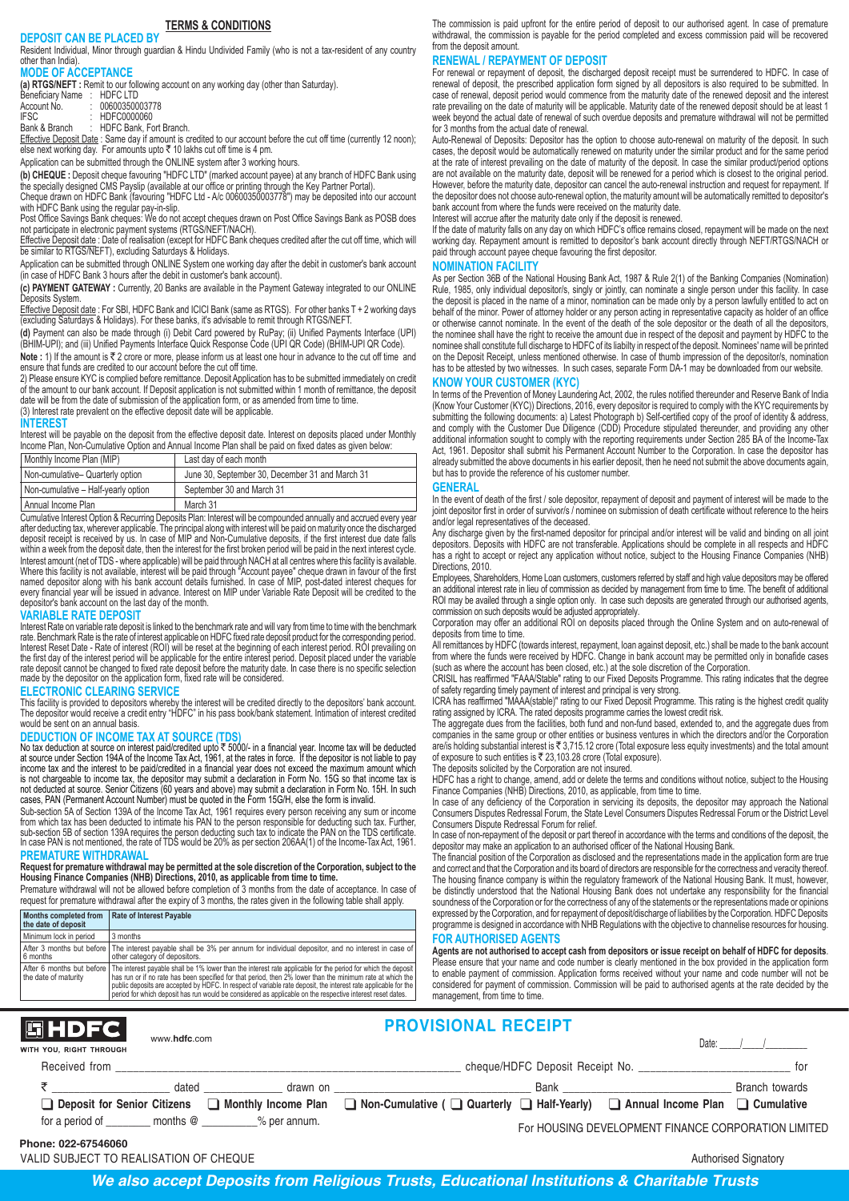# TERMS & CONDITIONS

## DEPOSIT CAN BE PLACED BY

Resident Individual, Minor through guardian & Hindu Undivided Family (who is not a tax-resident of any country other than India).

## MODE OF ACCEPTANCE

**(a) RTGS/NEFT :** Remit to our following account on any working day (other than Saturday).

Beneficiary Name : HDFC LTD
Account No. : 00600350003778
IFSC : HDFC0000060
Bank & Branch : HDFC Bank, Fort Branch.

Effective Deposit Date : Same day if amount is credited to our account before the cut off time (currently 12 noon); else next working day. For amounts upto ₹ 10 lakhs cut off time is 4 pm.

Application can be submitted through the ONLINE system after 3 working hours.

**(b) CHEQUE :** Deposit cheque favouring "HDFC LTD" (marked account payee) at any branch of HDFC Bank using the specially designed CMS Payslip (available at our office or printing through the Key Partner Portal).

Cheque drawn on HDFC Bank (favouring "HDFC Ltd - A/c 00600350003778") may be deposited into our account with HDFC Bank using the regular pay-in-slip.

Post Office Savings Bank cheques: We do not accept cheques drawn on Post Office Savings Bank as POSB does not participate in electronic payment systems (RTGS/NEFT/NACH).

Effective Deposit date : Date of realisation (except for HDFC Bank cheques credited after the cut off time, which will be similar to RTGS/NEFT), excluding Saturdays & Holidays.

Application can be submitted through ONLINE System one working day after the debit in customer's bank account (in case of HDFC Bank 3 hours after the debit in customer's bank account).

**(c) PAYMENT GATEWAY :** Currently, 20 Banks are available in the Payment Gateway integrated to our ONLINE Deposits System.

Effective Deposit date : For SBI, HDFC Bank and ICICI Bank (same as RTGS). For other banks T + 2 working days (excluding Saturdays & Holidays). For these banks, it's advisable to remit through RTGS/NEFT.

**(d)** Payment can also be made through (i) Debit Card powered by RuPay; (ii) Unified Payments Interface (UPI) (BHIM-UPI); and (iii) Unified Payments Interface Quick Response Code (UPI QR Code) (BHIM-UPI QR Code).

**Note :** 1) If the amount is ₹ 2 crore or more, please inform us at least one hour in advance to the cut off time and ensure that funds are credited to our account before the cut off time.

2) Please ensure KYC is complied before remittance. Deposit Application has to be submitted immediately on credit of the amount to our bank account. If Deposit application is not submitted within 1 month of remittance, the deposit date will be from the date of submission of the application form, or as amended from time to time.

(3) Interest rate prevalent on the effective deposit date will be applicable.

## INTEREST

Interest will be payable on the deposit from the effective deposit date. Interest on deposits placed under Monthly Income Plan, Non-Cumulative Option and Annual Income Plan shall be paid on fixed dates as given below:

| Monthly Income Plan (MIP) | Last day of each month |
|---|---|
| Non-cumulative– Quarterly option | June 30, September 30, December 31 and March 31 |
| Non-cumulative – Half-yearly option | September 30 and March 31 |
| Annual Income Plan | March 31 |

Cumulative Interest Option & Recurring Deposits Plan: Interest will be compounded annually and accrued every year after deducting tax, wherever applicable. The principal along with interest will be paid on maturity once the discharged deposit receipt is received by us. In case of MIP and Non-Cumulative deposits, if the first interest due date falls within a week from the deposit date, then the interest for the first broken period will be paid in the next interest cycle. Interest amount (net of TDS - where applicable) will be paid through NACH at all centres where this facility is available. Where this facility is not available, interest will be paid through "Account payee" cheque drawn in favour of the first named depositor along with his bank account details furnished. In case of MIP, post-dated interest cheques for every financial year will be issued in advance. Interest on MIP under Variable Rate Deposit will be credited to the depositor's bank account on the last day of the month.

## VARIABLE RATE DEPOSIT

Interest Rate on variable rate deposit is linked to the benchmark rate and will vary from time to time with the benchmark rate. Benchmark Rate is the rate of interest applicable on HDFC fixed rate deposit product for the corresponding period. Interest Reset Date - Rate of interest (ROI) will be reset at the beginning of each interest period. ROI prevailing on the first day of the interest period will be applicable for the entire interest period. Deposit placed under the variable rate deposit cannot be changed to fixed rate deposit before the maturity date. In case there is no specific selection made by the depositor on the application form, fixed rate will be considered.

## ELECTRONIC CLEARING SERVICE

This facility is provided to depositors whereby the interest will be credited directly to the depositors' bank account. The depositor would receive a credit entry "HDFC" in his pass book/bank statement. Intimation of interest credited would be sent on an annual basis.

## DEDUCTION OF INCOME TAX AT SOURCE (TDS)

No tax deduction at source on interest paid/credited upto ₹ 5000/- in a financial year. Income tax will be deducted at source under Section 194A of the Income Tax Act, 1961, at the rates in force. If the depositor is not liable to pay income tax and the interest to be paid/credited in a financial year does not exceed the maximum amount which is not chargeable to income tax, the depositor may submit a declaration in Form No. 15G so that income tax is not deducted at source. Senior Citizens (60 years and above) may submit a declaration in Form No. 15H. In such cases, PAN (Permanent Account Number) must be quoted in the Form 15G/H, else the form is invalid.

Sub-section 5A of Section 139A of the Income Tax Act, 1961 requires every person receiving any sum or income from which tax has been deducted to intimate his PAN to the person responsible for deducting such tax. Further, sub-section 5B of section 139A requires the person deducting such tax to indicate the PAN on the TDS certificate. In case PAN is not mentioned, the rate of TDS would be 20% as per section 206AA(1) of the Income-Tax Act, 1961.

## PREMATURE WITHDRAWAL

**Request for premature withdrawal may be permitted at the sole discretion of the Corporation, subject to the Housing Finance Companies (NHB) Directions, 2010, as applicable from time to time.**

Premature withdrawal will not be allowed before completion of 3 months from the date of acceptance. In case of request for premature withdrawal after the expiry of 3 months, the rates given in the following table shall apply.

| Months completed from the date of deposit | Rate of Interest Payable |
|---|---|
| Minimum lock in period | 3 months |
| After 3 months but before 6 months | The interest payable shall be 3% per annum for individual depositor, and no interest in case of other category of depositors. |
| After 6 months but before the date of maturity | The interest payable shall be 1% lower than the interest rate applicable for the period for which the deposit has run or if no rate has been specified for that period, then 2% lower than the minimum rate at which the public deposits are accepted by HDFC. In respect of variable rate deposit, the interest rate applicable for the period for which deposit has run would be considered as applicable on the respective interest reset dates. |

The commission is paid upfront for the entire period of deposit to our authorised agent. In case of premature withdrawal, the commission is payable for the period completed and excess commission paid will be recovered from the deposit amount.

## RENEWAL / REPAYMENT OF DEPOSIT

For renewal or repayment of deposit, the discharged deposit receipt must be surrendered to HDFC. In case of renewal of deposit, the prescribed application form signed by all depositors is also required to be submitted. In case of renewal, deposit period would commence from the maturity date of the renewed deposit and the interest rate prevailing on the date of maturity will be applicable. Maturity date of the renewed deposit should be at least 1 week beyond the actual date of renewal of such overdue deposits and premature withdrawal will not be permitted for 3 months from the actual date of renewal.

Auto-Renewal of Deposits: Depositor has the option to choose auto-renewal on maturity of the deposit. In such cases, the deposit would be automatically renewed on maturity under the similar product and for the same period at the rate of interest prevailing on the date of maturity of the deposit. In case the similar product/period options are not available on the maturity date, deposit will be renewed for a period which is closest to the original period. However, before the maturity date, depositor can cancel the auto-renewal instruction and request for repayment. If the depositor does not choose auto-renewal option, the maturity amount will be automatically remitted to depositor's bank account from where the funds were received on the maturity date.

Interest will accrue after the maturity date only if the deposit is renewed.

If the date of maturity falls on any day on which HDFC's office remains closed, repayment will be made on the next working day. Repayment amount is remitted to depositor's bank account directly through NEFT/RTGS/NACH or paid through account payee cheque favouring the first depositor.

## NOMINATION FACILITY

As per Section 36B of the National Housing Bank Act, 1987 & Rule 2(1) of the Banking Companies (Nomination) Rule, 1985, only individual depositor/s, singly or jointly, can nominate a single person under this facility. In case the deposit is placed in the name of a minor, nomination can be made only by a person lawfully entitled to act on behalf of the minor. Power of attorney holder or any person acting in representative capacity as holder of an office or otherwise cannot nominate. In the event of the death of the sole depositor or the death of all the depositors, the nominee shall have the right to receive the amount due in respect of the deposit and payment by HDFC to the nominee shall constitute full discharge to HDFC of its liability in respect of the deposit. Nominees' name will be printed on the Deposit Receipt, unless mentioned otherwise. In case of thumb impression of the depositor/s, nomination has to be attested by two witnesses. In such cases, separate Form DA-1 may be downloaded from our website.

## KNOW YOUR CUSTOMER (KYC)

In terms of the Prevention of Money Laundering Act, 2002, the rules notified thereunder and Reserve Bank of India (Know Your Customer (KYC)) Directions, 2016, every depositor is required to comply with the KYC requirements by submitting the following documents: a) Latest Photograph b) Self-certified copy of the proof of identity & address, and comply with the Customer Due Diligence (CDD) Procedure stipulated thereunder, and providing any other additional information sought to comply with the reporting requirements under Section 285 BA of the Income-Tax Act, 1961. Depositor shall submit his Permanent Account Number to the Corporation. In case the depositor has already submitted the above documents in his earlier deposit, then he need not submit the above documents again, but has to provide the reference of his customer number.

## GENERAL

In the event of death of the first / sole depositor, repayment of deposit and payment of interest will be made to the joint depositor first in order of survivor/s / nominee on submission of death certificate without reference to the heirs and/or legal representatives of the deceased.

Any discharge given by the first-named depositor for principal and/or interest will be valid and binding on all joint depositors. Deposits with HDFC are not transferable. Applications should be complete in all respects and HDFC has a right to accept or reject any application without notice, subject to the Housing Finance Companies (NHB) Directions, 2010.

Employees, Shareholders, Home Loan customers, customers referred by staff and high value depositors may be offered an additional interest rate in lieu of commission as decided by management from time to time. The benefit of additional ROI may be availed through a single option only. In case such deposits are generated through our authorised agents, commission on such deposits would be adjusted appropriately.

Corporation may offer an additional ROI on deposits placed through the Online System and on auto-renewal of deposits from time to time.

All remittances by HDFC (towards interest, repayment, loan against deposit, etc.) shall be made to the bank account from where the funds were received by HDFC. Change in bank account may be permitted only in bonafide cases (such as where the account has been closed, etc.) at the sole discretion of the Corporation.

CRISIL has reaffirmed "FAAA/Stable" rating to our Fixed Deposits Programme. This rating indicates that the degree of safety regarding timely payment of interest and principal is very strong.

ICRA has reaffirmed "MAAA(stable)" rating to our Fixed Deposit Programme. This rating is the highest credit quality rating assigned by ICRA. The rated deposits programme carries the lowest credit risk.

The aggregate dues from the facilities, both fund and non-fund based, extended to, and the aggregate dues from companies in the same group or other entities or business ventures in which the directors and/or the Corporation are/is holding substantial interest is ₹ 3,715.12 crore (Total exposure less equity investments) and the total amount of exposure to such entities is ₹ 23,103.28 crore (Total exposure).

The deposits solicited by the Corporation are not insured.

HDFC has a right to change, amend, add or delete the terms and conditions without notice, subject to the Housing Finance Companies (NHB) Directions, 2010, as applicable, from time to time.

In case of any deficiency of the Corporation in servicing its deposits, the depositor may approach the National Consumers Disputes Redressal Forum, the State Level Consumers Disputes Redressal Forum or the District Level Consumers Dispute Redressal Forum for relief.

In case of non-repayment of the deposit or part thereof in accordance with the terms and conditions of the deposit, the depositor may make an application to an authorised officer of the National Housing Bank.

The financial position of the Corporation as disclosed and the representations made in the application form are true and correct and that the Corporation and its board of directors are responsible for the correctness and veracity thereof. The housing finance company is within the regulatory framework of the National Housing Bank. It must, however, be distinctly understood that the National Housing Bank does not undertake any responsibility for the financial soundness of the Corporation or for the correctness of any of the statements or the representations made or opinions expressed by the Corporation, and for repayment of deposit/discharge of liabilities by the Corporation. HDFC Deposits programme is designed in accordance with NHB Regulations with the objective to channelise resources for housing.

## FOR AUTHORISED AGENTS

**Agents are not authorised to accept cash from depositors or issue receipt on behalf of HDFC for deposits**. Please ensure that your name and code number is clearly mentioned in the box provided in the application form to enable payment of commission. Application forms received without your name and code number will not be considered for payment of commission. Commission will be paid to authorised agents at the rate decided by the management, from time to time.

---

**HDFC** — WITH YOU, RIGHT THROUGH — www.hdfc.com

## PROVISIONAL RECEIPT

Date: ____/____/________

Received from ________________________________ cheque/HDFC Deposit Receipt No. ____________________ for

₹ ______________ dated ____________ drawn on ________________________ Bank ______________________ Branch towards

☐ Deposit for Senior Citizens ☐ Monthly Income Plan ☐ Non-Cumulative ( ☐ Quarterly ☐ Half-Yearly) ☐ Annual Income Plan ☐ Cumulative

for a period of ________ months @ __________% per annum.

For HOUSING DEVELOPMENT FINANCE CORPORATION LIMITED

**Phone: 022-67546060**

VALID SUBJECT TO REALISATION OF CHEQUE

Authorised Signatory

***We also accept Deposits from Religious Trusts, Educational Institutions & Charitable Trusts***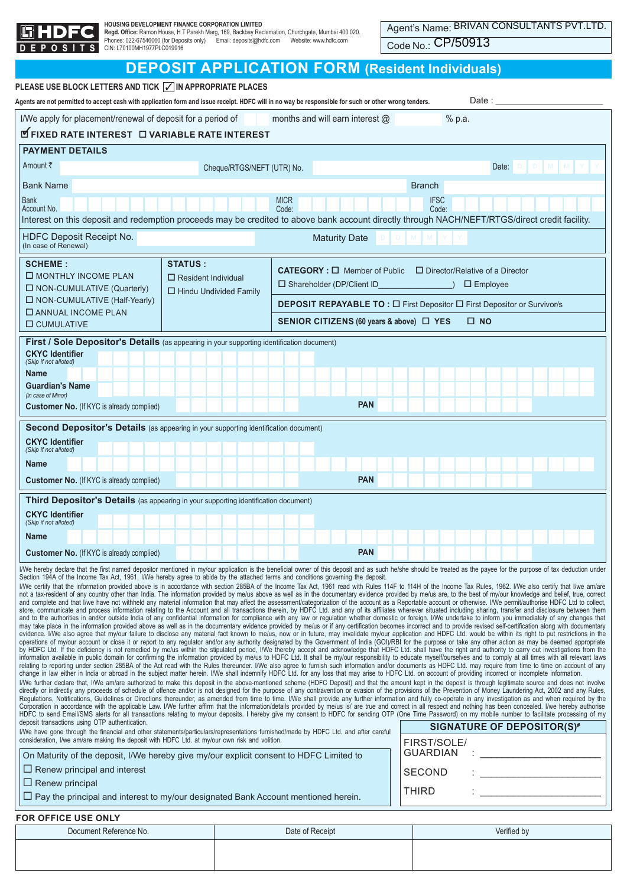**HDFC DEPOSITS**

**HOUSING DEVELOPMENT FINANCE CORPORATION LIMITED**
**Regd. Office:** Ramon House, H T Parekh Marg, 169, Backbay Reclamation, Churchgate, Mumbai 400 020.
Phones: 022-67546060 (for Deposits only) Email: deposits@hdfc.com Website: www.hdfc.com
CIN: L70100MH1977PLC019916

Agent's Name: BRIVAN CONSULTANTS PVT.LTD.
Code No.: CP/50913

# DEPOSIT APPLICATION FORM (Resident Individuals)

PLEASE USE BLOCK LETTERS AND TICK ✓ IN APPROPRIATE PLACES

Agents are not permitted to accept cash with application form and issue receipt. HDFC will in no way be responsible for such or other wrong tenders.

Date : ______________________

I/We apply for placement/renewal of deposit for a period of ____ months and will earn interest @ ____ % p.a.

☑ FIXED RATE INTEREST ☐ VARIABLE RATE INTEREST

## PAYMENT DETAILS

Amount ₹ ____ Cheque/RTGS/NEFT (UTR) No. ____ Date: D D M M Y Y

Bank Name ____ Branch ____

Bank Account No. ____ MICR Code: ____ IFSC Code: ____

Interest on this deposit and redemption proceeds may be credited to above bank account directly through NACH/NEFT/RTGS/direct credit facility.

HDFC Deposit Receipt No. (In case of Renewal) ____ Maturity Date D D M M Y Y

| SCHEME : | STATUS : | |
|---|---|---|
| ☐ MONTHLY INCOME PLAN<br>☐ NON-CUMULATIVE (Quarterly)<br>☐ NON-CUMULATIVE (Half-Yearly)<br>☐ ANNUAL INCOME PLAN<br>☐ CUMULATIVE | ☐ Resident Individual<br>☐ Hindu Undivided Family | **CATEGORY :** ☐ Member of Public ☐ Director/Relative of a Director<br>☐ Shareholder (DP/Client ID________________) ☐ Employee<br>**DEPOSIT REPAYABLE TO :** ☐ First Depositor ☐ First Depositor or Survivor/s<br>**SENIOR CITIZENS (60 years & above)** ☐ YES ☐ NO |

## First / Sole Depositor's Details (as appearing in your supporting identification document)

**CKYC Identifier** *(Skip if not alloted)* ____

**Name** ____

**Guardian's Name** *(in case of Minor)* ____

**Customer No.** (If KYC is already complied) ____ **PAN** ____

## Second Depositor's Details (as appearing in your supporting identification document)

**CKYC Identifier** *(Skip if not alloted)* ____

**Name** ____

**Customer No.** (If KYC is already complied) ____ **PAN** ____

## Third Depositor's Details (as appearing in your supporting identification document)

**CKYC Identifier** *(Skip if not alloted)* ____

**Name** ____

**Customer No.** (If KYC is already complied) ____ **PAN** ____

I/We hereby declare that the first named depositor mentioned in my/our application is the beneficial owner of this deposit and as such he/she should be treated as the payee for the purpose of tax deduction under Section 194A of the Income Tax Act, 1961. I/We hereby agree to abide by the attached terms and conditions governing the deposit.

I/We certify that the information provided above is in accordance with section 285BA of the Income Tax Act, 1961 read with Rules 114F to 114H of the Income Tax Rules, 1962. I/We also certify that I/we am/are not a tax-resident of any country other than India. The information provided by me/us above as well as in the documentary evidence provided by me/us are, to the best of my/our knowledge and belief, true, correct and complete and that I/we have not withheld any material information that may affect the assessment/categorization of the account as a Reportable account or otherwise. I/We permit/authorise HDFC Ltd to collect, store, communicate and process information relating to the Account and all transactions therein, by HDFC Ltd. and any of its affiliates wherever situated including sharing, transfer and disclosure between them and to the authorities in and/or outside India of any confidential information for compliance with any law or regulation whether domestic or foreign. I/We undertake to inform you immediately of any changes that may take place in the information provided above as well as in the documentary evidence provided by me/us or if any certification becomes incorrect and to provide revised self-certification along with documentary evidence. I/We also agree that my/our failure to disclose any material fact known to me/us, now or in future, may invalidate my/our application and HDFC Ltd. would be within its right to put restrictions in the operations of my/our account or close it or report to any regulator and/or any authority designated by the Government of India (GOI)/RBI for the purpose or take any other action as may be deemed appropriate by HDFC Ltd. If the deficiency is not remedied by me/us within the stipulated period, I/We hereby accept and acknowledge that HDFC Ltd. shall have the right and authority to carry out investigations from the information available in public domain for confirming the information provided by me/us to HDFC Ltd. It shall be my/our responsibility to educate myself/ourselves and to comply at all times with all relevant laws relating to reporting under section 285BA of the Act read with the Rules thereunder. I/We also agree to furnish such information and/or documents as HDFC Ltd. may require from time to time on account of any change in law either in India or abroad in the subject matter herein. I/We shall indemnify HDFC Ltd. for any loss that may arise to HDFC Ltd. on account of providing incorrect or incomplete information.

I/We further declare that, I/We am/are authorized to make this deposit in the above-mentioned scheme (HDFC Deposit) and that the amount kept in the deposit is through legitimate source and does not involve directly or indirectly any proceeds of schedule of offence and/or is not designed for the purpose of any contravention or evasion of the provisions of the Prevention of Money Laundering Act, 2002 and any Rules, Regulations, Notifications, Guidelines or Directions thereunder, as amended from time to time. I/We shall provide any further information and fully co-operate in any investigation as and when required by the Corporation in accordance with the applicable Law. I/We further affirm that the information/details provided by me/us is/ are true and correct in all respect and nothing has been concealed. I/we hereby authorise HDFC to send Email/SMS alerts for all transactions relating to my/our deposits. I hereby give my consent to HDFC for sending OTP (One Time Password) on my mobile number to facilitate processing of my deposit transactions using OTP authentication.

I/We have gone through the financial and other statements/particulars/representations furnished/made by HDFC Ltd. and after careful consideration, I/we am/are making the deposit with HDFC Ltd. at my/our own risk and volition.

On Maturity of the deposit, I/We hereby give my/our explicit consent to HDFC Limited to

☐ Renew principal and interest
☐ Renew principal
☐ Pay the principal and interest to my/our designated Bank Account mentioned herein.

**SIGNATURE OF DEPOSITOR(S)#**

FIRST/SOLE/ GUARDIAN : ______________________

SECOND : ______________________

THIRD : ______________________

**FOR OFFICE USE ONLY**

| Document Reference No. | Date of Receipt | Verified by |
|---|---|---|
| | | |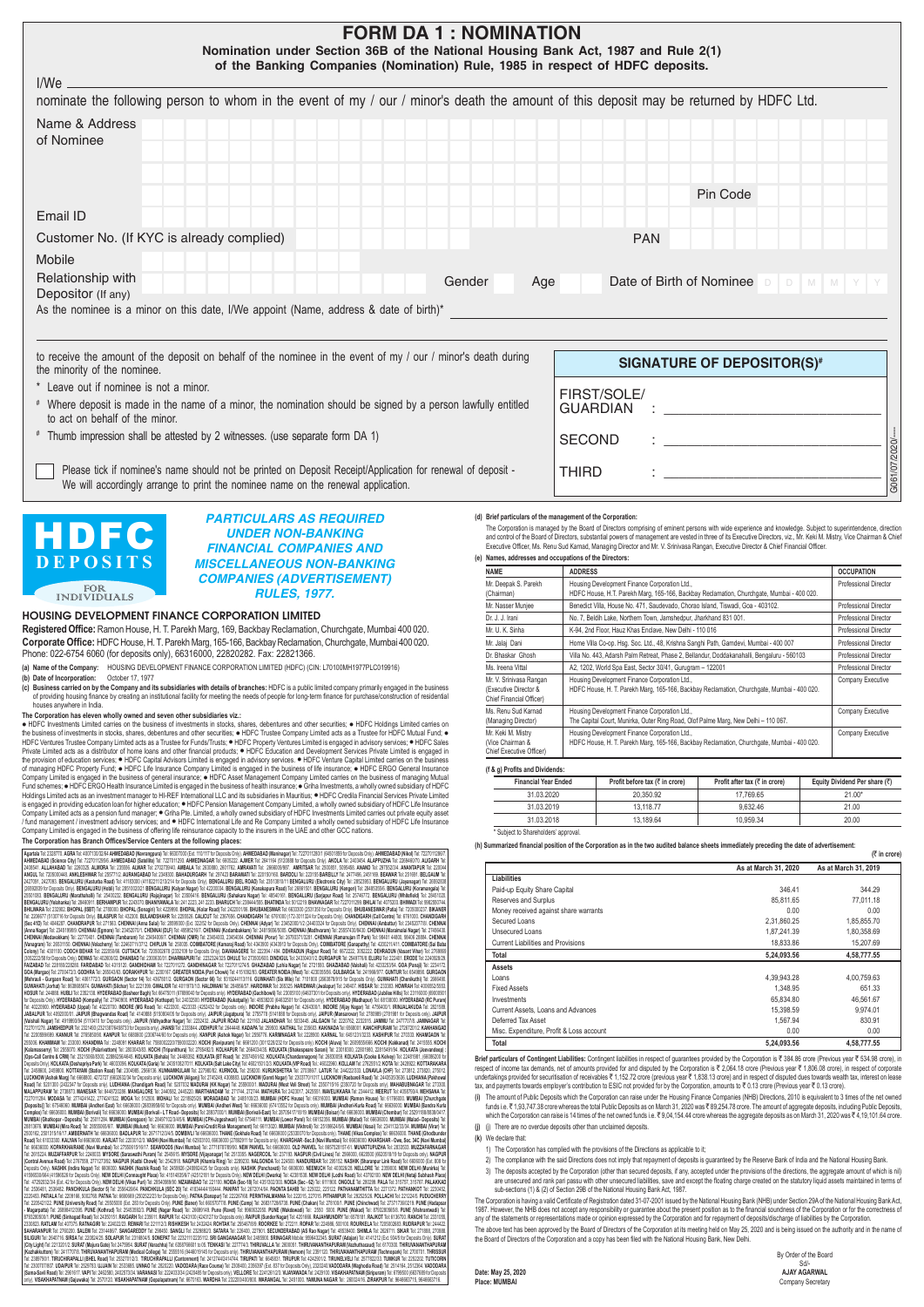# FORM DA 1 : NOMINATION

**Nomination under Section 36B of the National Housing Bank Act, 1987 and Rule 2(1) of the Banking Companies (Nomination) Rule, 1985 in respect of HDFC deposits.**

I/We ______________________________________________________________

nominate the following person to whom in the event of my / our / minor's death the amount of this deposit may be returned by HDFC Ltd.

| | |
|---|---|
| Name & Address of Nominee | |
| | Pin Code |
| Email ID | |
| Customer No. (If KYC is already complied) | PAN |
| Mobile | |
| Relationship with Depositor (If any) | Gender / Age / Date of Birth of Nominee D D M M Y Y |

As the nominee is a minor on this date, I/We appoint (Name, address & date of birth)* ______________________________________________

to receive the amount of the deposit on behalf of the nominee in the event of my / our / minor's death during the minority of the nominee.

\* Leave out if nominee is not a minor.

\# Where deposit is made in the name of a minor, the nomination should be signed by a person lawfully entitled to act on behalf of the minor.

\# Thumb impression shall be attested by 2 witnesses. (use separate form DA 1)

☐ Please tick if nominee's name should not be printed on Deposit Receipt/Application for renewal of deposit - We will accordingly arrange to print the nominee name on the renewal application.

**SIGNATURE OF DEPOSITOR(S)#**

FIRST/SOLE/ GUARDIAN : ______________________

SECOND : ______________________

THIRD : ______________________

G061/07/2020/----

---

**HDFC DEPOSITS** FOR INDIVIDUALS

***PARTICULARS AS REQUIRED UNDER NON-BANKING FINANCIAL COMPANIES AND MISCELLANEOUS NON-BANKING COMPANIES (ADVERTISEMENT) RULES, 1977.***

## HOUSING DEVELOPMENT FINANCE CORPORATION LIMITED

**Registered Office:** Ramon House, H. T. Parekh Marg, 169, Backbay Reclamation, Churchgate, Mumbai 400 020.
**Corporate Office:** HDFC House, H. T. Parekh Marg, 165-166, Backbay Reclamation, Churchgate, Mumbai 400 020.
Phone: 022-6754 6060 (for deposits only), 66316000, 22820282. Fax: 22821366.

**(a) Name of the Company:** HOUSING DEVELOPMENT FINANCE CORPORATION LIMITED (HDFC) (CIN: L70100MH1977PLC019916)

**(b) Date of Incorporation:** October 17, 1977

**(c) Business carried on by the Company and its subsidiaries with details of branches:** HDFC is a public limited company primarily engaged in the business of providing housing finance by creating an institutional facility for meeting the needs of people for long-term finance for purchase/construction of residential houses anywhere in India.

**The Corporation has eleven wholly owned and seven other subsidiaries viz.:**

● HDFC Investments Limited carries on the business of investments in stocks, shares, debentures and other securities; ● HDFC Holdings Limited carries on the business of investments in stocks, shares, debentures and other securities; ● HDFC Trustee Company Limited acts as Trustee for HDFC Mutual Fund; ● HDFC Ventures Trustee Company Limited acts as a Trustee for Funds/Trusts; ● HDFC Property Ventures Limited is engaged in advisory services; ● HDFC Sales Private Limited acts as a distributor of home loans and other financial products; ● HDFC Education and Development Services Private Limited is engaged in the provision of education services; ● HDFC Capital Advisors Limited is engaged in advisory services. ● HDFC Venture Capital Limited carries on the business of managing HDFC Property Fund; ● HDFC Life Insurance Company Limited is engaged in the business of life insurance; ● HDFC ERGO General Insurance Company Limited is engaged in the business of general insurance; ● HDFC Asset Management Company Limited carries on the business of managing Mutual Fund schemes; ● HDFC ERGO Health Insurance Limited is engaged in the business of health insurance; ● Griha Investments, a wholly owned subsidiary of HDFC Holdings Limited acts as an investment manager to HI-REF International LLC and its subsidiaries in Mauritius; ● HDFC Credila Financial Services Private Limited is engaged in providing education loan for higher education; ● HDFC Pension Management Company Limited, a wholly owned subsidiary of HDFC Life Insurance Company Limited acts as a pension fund manager; ● Griha Pte. Limited, a wholly owned subsidiary of HDFC Investments Limited carries out equity asset / fund management / investment advisory services; and ● HDFC International Life and Re Company Limited a wholly owned subsidiary of HDFC Life Insurance Company Limited is engaged in the business of offering life reinsurance capacity to the insurers in the UAE and other GCC nations.

**The Corporation has Branch Offices/Service Centers at the following places:**

**(d) Brief particulars of the management of the Corporation:**

The Corporation is managed by the Board of Directors comprising of eminent persons with wide experience and knowledge. Subject to superintendence, direction and control of the Board of Directors, substantial powers of management are vested in three of its Executive Directors, viz., Mr. Keki M. Mistry, Vice Chairman & Chief Executive Officer, Ms. Renu Sud Karnad, Managing Director and Mr. V. Srinivasa Rangan, Executive Director & Chief Financial Officer.

**(e) Names, addresses and occupations of the Directors:**

| NAME | ADDRESS | OCCUPATION |
|---|---|---|
| Mr. Deepak S. Parekh (Chairman) | Housing Development Finance Corporation Ltd., HDFC House, H.T. Parekh Marg, 165-166, Backbay Reclamation, Churchgate, Mumbai - 400 020. | Professional Director |
| Mr. Nasser Munjee | Benedict Villa, House No. 471, Saudevado, Chorao Island, Tiswadi, Goa - 403102. | Professional Director |
| Dr. J. J. Irani | No. 7, Beldih Lake, Northern Town, Jamshedpur, Jharkhand 831 001. | Professional Director |
| Mr. U. K. Sinha | K-94, 2nd Floor, Hauz Khas Enclave, New Delhi - 110 016 | Professional Director |
| Mr. Jalaj Dani | Home Villa Co-op. Hsg. Soc. Ltd., 48, Krishna Sanghi Path, Gamdevi, Mumbai - 400 007 | Professional Director |
| Dr. Bhaskar Ghosh | Villa No. 443, Adarsh Palm Retreat, Phase 2, Bellandur, Doddakanahalli, Bengaluru - 560103 | Professional Director |
| Ms. Ireena Vittal | A2, 1202, World Spa East, Sector 30/41, Gurugram – 122001 | Professional Director |
| Mr. V. Srinivasa Rangan (Executive Director & Chief Financial Officer) | Housing Development Finance Corporation Ltd., HDFC House, H.T. Parekh Marg, 165-166, Backbay Reclamation, Churchgate, Mumbai - 400 020. | Company Executive |
| Ms. Renu Sud Karnad (Managing Director) | Housing Development Finance Corporation Ltd., The Capital Court, Munirka, Outer Ring Road, Olof Palme Marg, New Delhi – 110 067. | Company Executive |
| Mr. Keki M. Mistry (Vice Chairman & Chief Executive Officer) | Housing Development Finance Corporation Ltd., HDFC House, H.T. Parekh Marg, 165-166, Backbay Reclamation, Churchgate, Mumbai - 400 020. | Company Executive |

**(f & g) Profits and Dividends:**

| Financial Year Ended | Profit before tax (₹ in crore) | Profit after tax (₹ in crore) | Equity Dividend Per share (₹) |
|---|---|---|---|
| 31.03.2020 | 20,350.92 | 17,769.65 | 21.00* |
| 31.03.2019 | 13,118.77 | 9,632.46 | 21.00 |
| 31.03.2018 | 13,189.64 | 10,959.34 | 20.00 |

\* Subject to Shareholders' approval.

**(h) Summarized financial position of the Corporation as in the two audited balance sheets immediately preceding the date of advertisement:**

(₹ in crore)

| | As at March 31, 2020 | As at March 31, 2019 |
|---|---|---|
| **Liabilities** | | |
| Paid-up Equity Share Capital | 346.41 | 344.29 |
| Reserves and Surplus | 85,811.65 | 77,011.18 |
| Money received against share warrants | 0.00 | 0.00 |
| Secured Loans | 2,31,860.25 | 1,85,855.70 |
| Unsecured Loans | 1,87,241.39 | 1,80,358.69 |
| Current Liabilities and Provisions | 18,833.86 | 15,207.69 |
| **Total** | **5,24,093.56** | **4,58,777.55** |
| **Assets** | | |
| Loans | 4,39,943.28 | 4,00,759.63 |
| Fixed Assets | 1,348.95 | 651.33 |
| Investments | 65,834.80 | 46,561.67 |
| Current Assets, Loans and Advances | 15,398.59 | 9,974.01 |
| Deferred Tax Asset | 1,567.94 | 830.91 |
| Misc. Expenditure, Profit & Loss account | 0.00 | 0.00 |
| **Total** | **5,24,093.56** | **4,58,777.55** |

**Brief particulars of Contingent Liabilities:** Contingent liabilities in respect of guarantees provided by the Corporation is ₹ 384.86 crore (Previous year ₹ 534.98 crore), in respect of income tax demands, net of amounts provided for and disputed by the Corporation is ₹ 2,064.18 crore (Previous year ₹ 1,806.08 crore), in respect of corporate undertakings provided for securitisation of receivables ₹ 1,152.72 crore (previous year ₹ 1,838.13 crore) and in respect of disputed dues towards wealth tax, interest on lease tax, and payments towards employer's contribution to ESIC not provided for by the Corporation, amounts to ₹ 0.13 crore (Previous year ₹ 0.13 crore).

(i) The amount of Public Deposits which the Corporation can raise under the Housing Finance Companies (NHB) Directions, 2010 is equivalent to 3 times of the net owned funds i.e. ₹ 1,93,747.38 crore whereas the total Public Deposits as on March 31, 2020 was ₹ 89,254.78 crore. The amount of aggregate deposits, including Public Deposits, which the Corporation can raise is 14 times of the net owned funds i.e. ₹ 9,04,154.44 crore whereas the aggregate deposits as on March 31, 2020 was ₹ 4,19,101.64 crore.

(j) There are no overdue deposits other than unclaimed deposits.

(k) We declare that:

1) The Corporation has complied with the provisions of the Directions as applicable to it;

2) The compliance with the said Directions does not imply that repayment of deposits is guaranteed by the Reserve Bank of India and the National Housing Bank.

3) The deposits accepted by the Corporation (other than secured deposits, if any, accepted under the provisions of the directions, the aggregate amount of which is nil) are unsecured and rank pari passu with other unsecured liabilities, save and except the floating charge created on the statutory liquid assets maintained in terms of sub-sections (1) & (2) of Section 29B of the National Housing Bank Act, 1987.

The Corporation is having a valid Certificate of Registration dated 31-07-2001 issued by the National Housing Bank (NHB) under Section 29A of the National Housing Bank Act, 1987. However, the NHB does not accept any responsibility or guarantee about the present position as to the financial soundness of the Corporation or for the correctness of any of the statements or representations made or opinion expressed by the Corporation and for repayment of deposits/discharge of liabilities by the Corporation.

The above text has been approved by the Board of Directors of the Corporation at its meeting held on May 25, 2020 and is being issued on the authority and in the name of the Board of Directors of the Corporation and a copy has been filed with the National Housing Bank, New Delhi.

**Date:** May 25, 2020
**Place:** MUMBAI

By Order of the Board
Sd/-
**AJAY AGARWAL**
Company Secretary